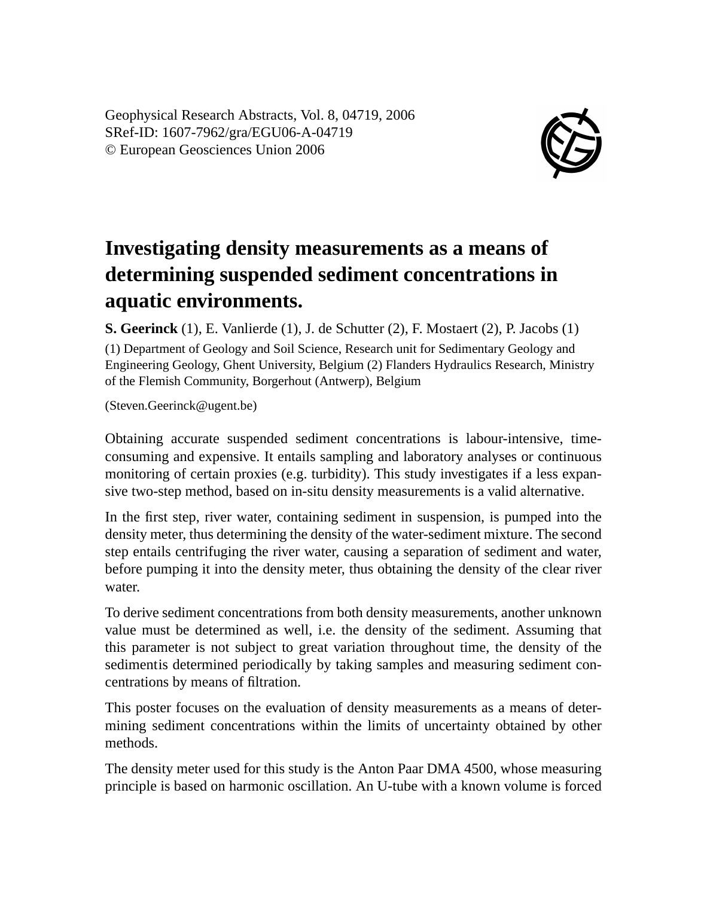Geophysical Research Abstracts, Vol. 8, 04719, 2006
SRef-ID: 1607-7962/gra/EGU06-A-04719
© European Geosciences Union 2006

# Investigating density measurements as a means of determining suspended sediment concentrations in aquatic environments.

**S. Geerinck** (1), E. Vanlierde (1), J. de Schutter (2), F. Mostaert (2), P. Jacobs (1)

(1) Department of Geology and Soil Science, Research unit for Sedimentary Geology and Engineering Geology, Ghent University, Belgium (2) Flanders Hydraulics Research, Ministry of the Flemish Community, Borgerhout (Antwerp), Belgium

(Steven.Geerinck@ugent.be)

Obtaining accurate suspended sediment concentrations is labour-intensive, time-consuming and expensive. It entails sampling and laboratory analyses or continuous monitoring of certain proxies (e.g. turbidity). This study investigates if a less expansive two-step method, based on in-situ density measurements is a valid alternative.

In the first step, river water, containing sediment in suspension, is pumped into the density meter, thus determining the density of the water-sediment mixture. The second step entails centrifuging the river water, causing a separation of sediment and water, before pumping it into the density meter, thus obtaining the density of the clear river water.

To derive sediment concentrations from both density measurements, another unknown value must be determined as well, i.e. the density of the sediment. Assuming that this parameter is not subject to great variation throughout time, the density of the sedimentis determined periodically by taking samples and measuring sediment concentrations by means of filtration.

This poster focuses on the evaluation of density measurements as a means of determining sediment concentrations within the limits of uncertainty obtained by other methods.

The density meter used for this study is the Anton Paar DMA 4500, whose measuring principle is based on harmonic oscillation. An U-tube with a known volume is forced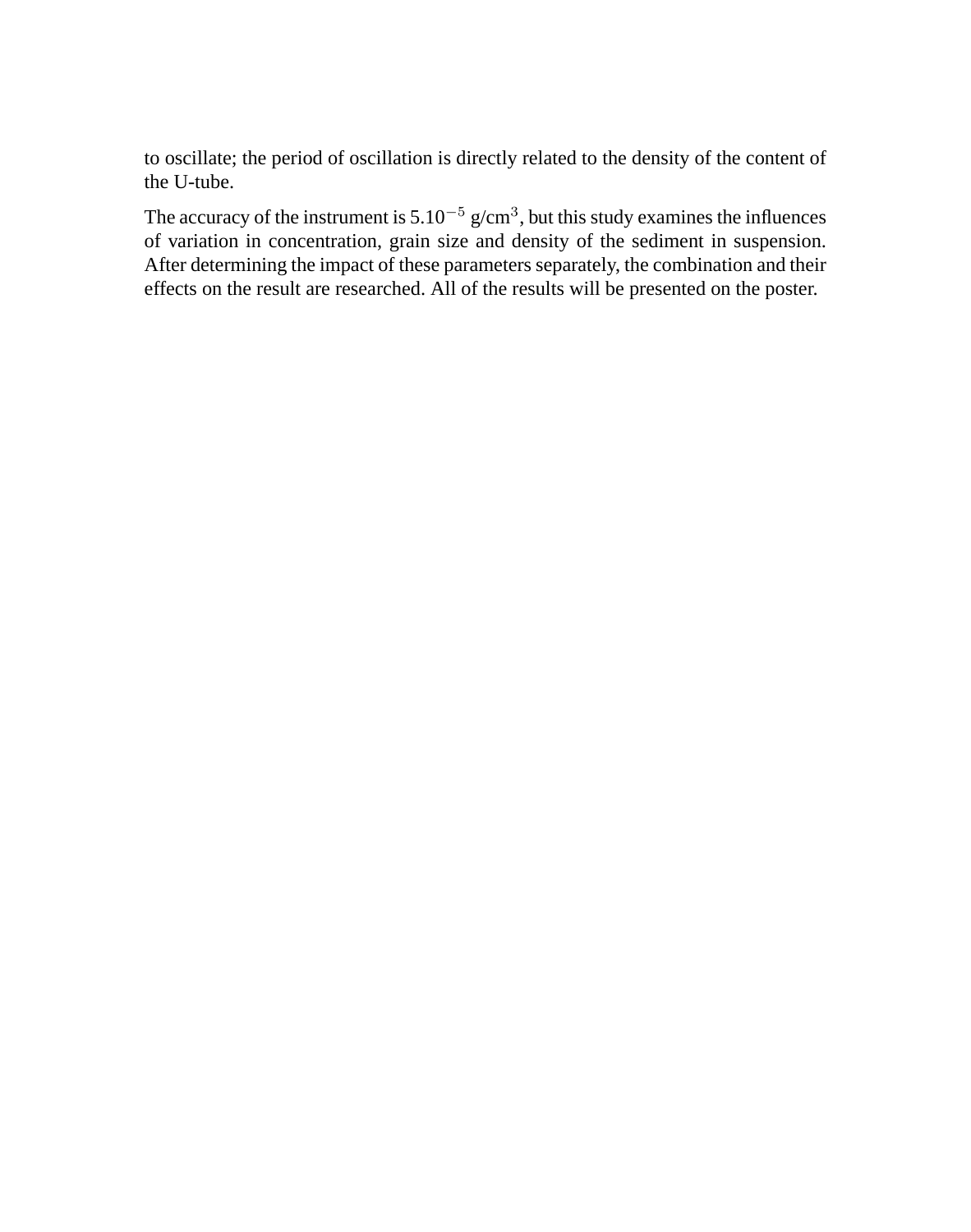to oscillate; the period of oscillation is directly related to the density of the content of the U-tube.

The accuracy of the instrument is $5.10^{-5}$ g/cm$^3$, but this study examines the influences of variation in concentration, grain size and density of the sediment in suspension. After determining the impact of these parameters separately, the combination and their effects on the result are researched. All of the results will be presented on the poster.